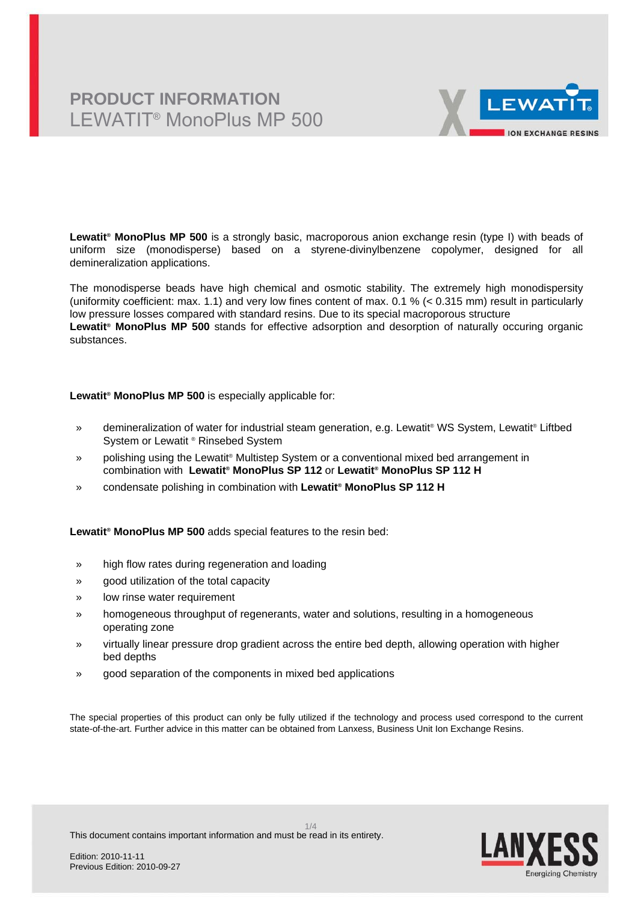# PRODUCT INFORMATION

## LEWATIT® MonoPlus MP 500

**Lewatit® MonoPlus MP 500** is a strongly basic, macroporous anion exchange resin (type I) with beads of uniform size (monodisperse) based on a styrene-divinylbenzene copolymer, designed for all demineralization applications.

The monodisperse beads have high chemical and osmotic stability. The extremely high monodispersity (uniformity coefficient: max. 1.1) and very low fines content of max. 0.1 % (< 0.315 mm) result in particularly low pressure losses compared with standard resins. Due to its special macroporous structure **Lewatit® MonoPlus MP 500** stands for effective adsorption and desorption of naturally occuring organic substances.

**Lewatit® MonoPlus MP 500** is especially applicable for:

- demineralization of water for industrial steam generation, e.g. Lewatit® WS System, Lewatit® Liftbed System or Lewatit® Rinsebed System
- polishing using the Lewatit® Multistep System or a conventional mixed bed arrangement in combination with **Lewatit® MonoPlus SP 112** or **Lewatit® MonoPlus SP 112 H**
- condensate polishing in combination with **Lewatit® MonoPlus SP 112 H**

**Lewatit® MonoPlus MP 500** adds special features to the resin bed:

- high flow rates during regeneration and loading
- good utilization of the total capacity
- low rinse water requirement
- homogeneous throughput of regenerants, water and solutions, resulting in a homogeneous operating zone
- virtually linear pressure drop gradient across the entire bed depth, allowing operation with higher bed depths
- good separation of the components in mixed bed applications

The special properties of this product can only be fully utilized if the technology and process used correspond to the current state-of-the-art. Further advice in this matter can be obtained from Lanxess, Business Unit Ion Exchange Resins.

This document contains important information and must be read in its entirety.

Edition: 2010-11-11
Previous Edition: 2010-09-27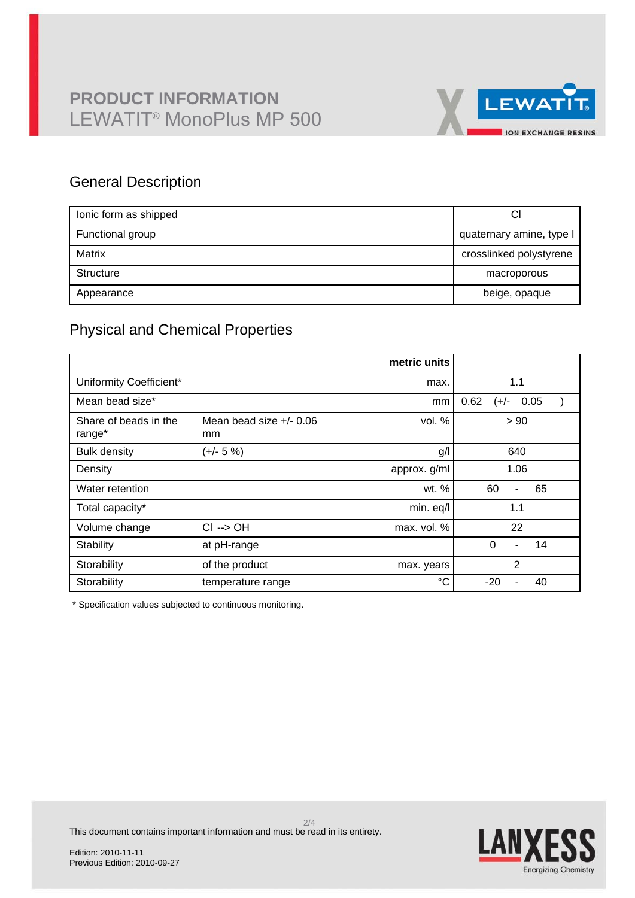# PRODUCT INFORMATION
## LEWATIT® MonoPlus MP 500

### General Description

| | |
|---|---|
| Ionic form as shipped | $Cl^-$ |
| Functional group | quaternary amine, type I |
| Matrix | crosslinked polystyrene |
| Structure | macroporous |
| Appearance | beige, opaque |

### Physical and Chemical Properties

| | | metric units | |
|---|---|---|---|
| Uniformity Coefficient* | | max. | 1.1 |
| Mean bead size* | | mm | 0.62 (+/- 0.05 ) |
| Share of beads in the range* | Mean bead size +/- 0.06 mm | vol. % | > 90 |
| Bulk density | (+/- 5 %) | g/l | 640 |
| Density | | approx. g/ml | 1.06 |
| Water retention | | wt. % | 60 - 65 |
| Total capacity* | | min. eq/l | 1.1 |
| Volume change | $Cl^-$ --> $OH^-$ | max. vol. % | 22 |
| Stability | at pH-range | | 0 - 14 |
| Storability | of the product | max. years | 2 |
| Storability | temperature range | °C | -20 - 40 |

* Specification values subjected to continuous monitoring.

This document contains important information and must be read in its entirety.

Edition: 2010-11-11
Previous Edition: 2010-09-27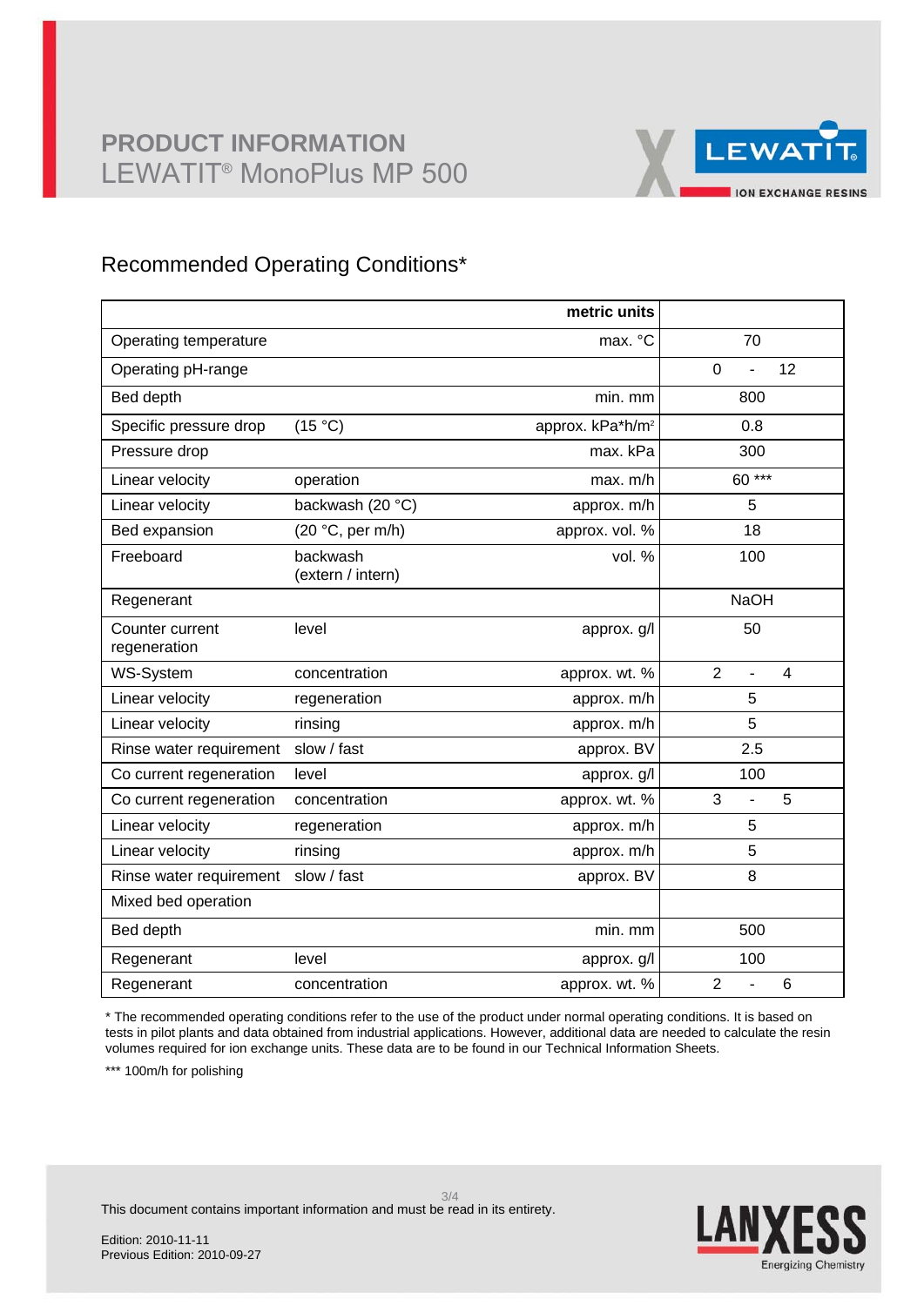# PRODUCT INFORMATION
## LEWATIT® MonoPlus MP 500

## Recommended Operating Conditions*

| | | metric units | |
|---|---|---|---|
| Operating temperature | | max. °C | 70 |
| Operating pH-range | | | 0 - 12 |
| Bed depth | | min. mm | 800 |
| Specific pressure drop | (15 °C) | approx. kPa*h/m² | 0.8 |
| Pressure drop | | max. kPa | 300 |
| Linear velocity | operation | max. m/h | 60 *** |
| Linear velocity | backwash (20 °C) | approx. m/h | 5 |
| Bed expansion | (20 °C, per m/h) | approx. vol. % | 18 |
| Freeboard | backwash (extern / intern) | vol. % | 100 |
| Regenerant | | | NaOH |
| Counter current regeneration | level | approx. g/l | 50 |
| WS-System | concentration | approx. wt. % | 2 - 4 |
| Linear velocity | regeneration | approx. m/h | 5 |
| Linear velocity | rinsing | approx. m/h | 5 |
| Rinse water requirement | slow / fast | approx. BV | 2.5 |
| Co current regeneration | level | approx. g/l | 100 |
| Co current regeneration | concentration | approx. wt. % | 3 - 5 |
| Linear velocity | regeneration | approx. m/h | 5 |
| Linear velocity | rinsing | approx. m/h | 5 |
| Rinse water requirement | slow / fast | approx. BV | 8 |
| Mixed bed operation | | | |
| Bed depth | | min. mm | 500 |
| Regenerant | level | approx. g/l | 100 |
| Regenerant | concentration | approx. wt. % | 2 - 6 |

* The recommended operating conditions refer to the use of the product under normal operating conditions. It is based on tests in pilot plants and data obtained from industrial applications. However, additional data are needed to calculate the resin volumes required for ion exchange units. These data are to be found in our Technical Information Sheets.

*** 100m/h for polishing

This document contains important information and must be read in its entirety.

Edition: 2010-11-11
Previous Edition: 2010-09-27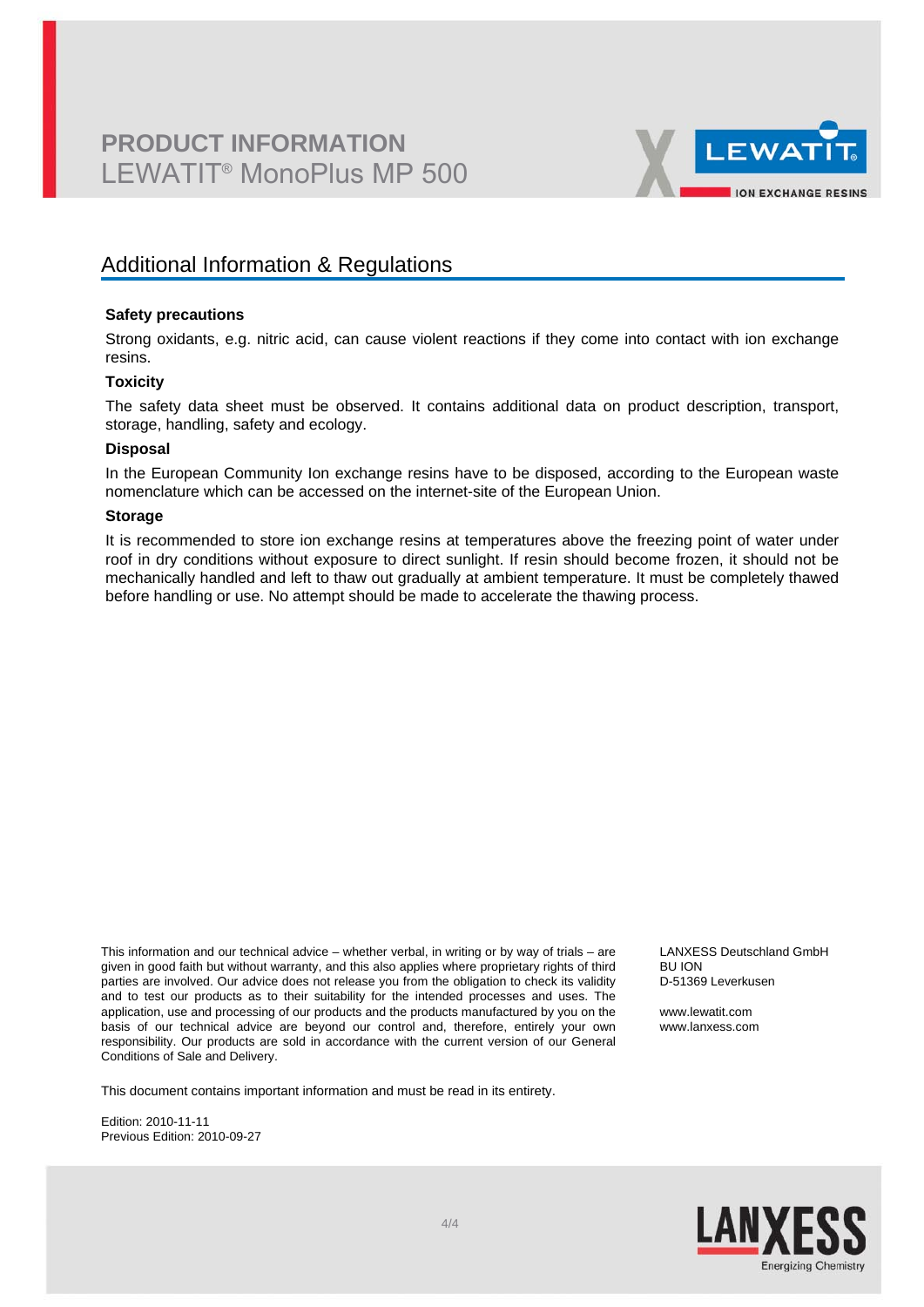# PRODUCT INFORMATION
LEWATIT® MonoPlus MP 500

## Additional Information & Regulations

### Safety precautions

Strong oxidants, e.g. nitric acid, can cause violent reactions if they come into contact with ion exchange resins.

### Toxicity

The safety data sheet must be observed. It contains additional data on product description, transport, storage, handling, safety and ecology.

### Disposal

In the European Community Ion exchange resins have to be disposed, according to the European waste nomenclature which can be accessed on the internet-site of the European Union.

### Storage

It is recommended to store ion exchange resins at temperatures above the freezing point of water under roof in dry conditions without exposure to direct sunlight. If resin should become frozen, it should not be mechanically handled and left to thaw out gradually at ambient temperature. It must be completely thawed before handling or use. No attempt should be made to accelerate the thawing process.

This information and our technical advice – whether verbal, in writing or by way of trials – are given in good faith but without warranty, and this also applies where proprietary rights of third parties are involved. Our advice does not release you from the obligation to check its validity and to test our products as to their suitability for the intended processes and uses. The application, use and processing of our products and the products manufactured by you on the basis of our technical advice are beyond our control and, therefore, entirely your own responsibility. Our products are sold in accordance with the current version of our General Conditions of Sale and Delivery.

LANXESS Deutschland GmbH
BU ION
D-51369 Leverkusen

www.lewatit.com
www.lanxess.com

This document contains important information and must be read in its entirety.

Edition: 2010-11-11
Previous Edition: 2010-09-27